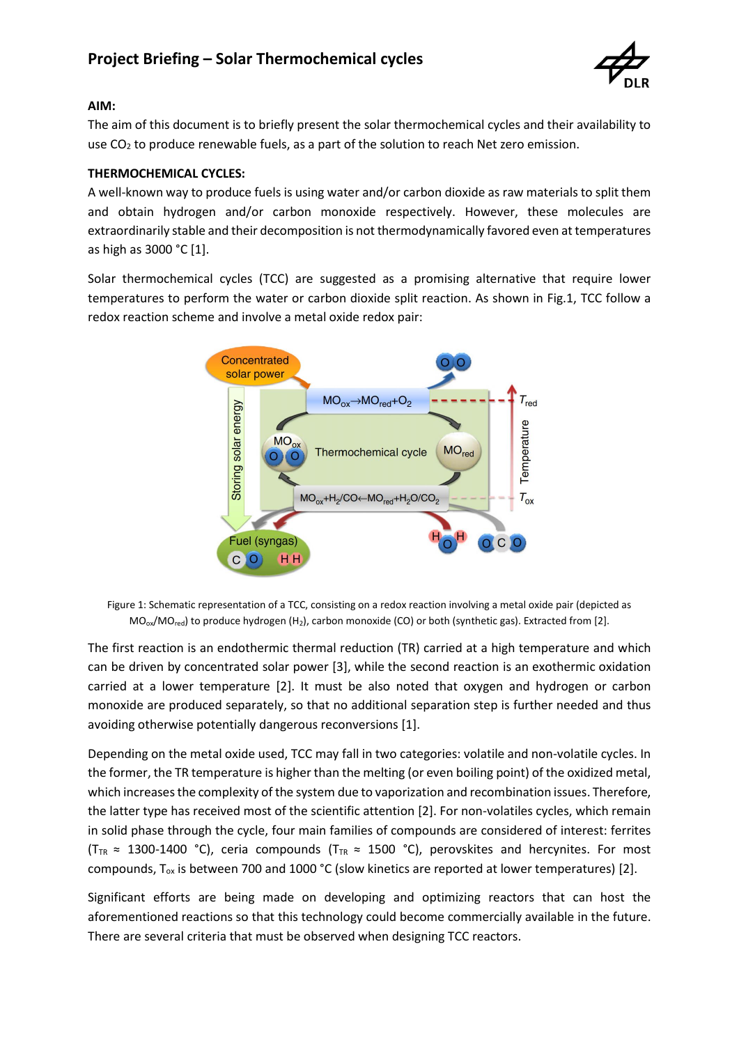# Project Briefing – Solar Thermochemical cycles

**AIM:**

The aim of this document is to briefly present the solar thermochemical cycles and their availability to use $CO_2$ to produce renewable fuels, as a part of the solution to reach Net zero emission.

**THERMOCHEMICAL CYCLES:**

A well-known way to produce fuels is using water and/or carbon dioxide as raw materials to split them and obtain hydrogen and/or carbon monoxide respectively. However, these molecules are extraordinarily stable and their decomposition is not thermodynamically favored even at temperatures as high as 3000 °C [1].

Solar thermochemical cycles (TCC) are suggested as a promising alternative that require lower temperatures to perform the water or carbon dioxide split reaction. As shown in Fig.1, TCC follow a redox reaction scheme and involve a metal oxide redox pair:

Figure 1: Schematic representation of a TCC, consisting on a redox reaction involving a metal oxide pair (depicted as $MO_{ox}/MO_{red}$) to produce hydrogen ($H_2$), carbon monoxide (CO) or both (synthetic gas). Extracted from [2].

The first reaction is an endothermic thermal reduction (TR) carried at a high temperature and which can be driven by concentrated solar power [3], while the second reaction is an exothermic oxidation carried at a lower temperature [2]. It must be also noted that oxygen and hydrogen or carbon monoxide are produced separately, so that no additional separation step is further needed and thus avoiding otherwise potentially dangerous reconversions [1].

Depending on the metal oxide used, TCC may fall in two categories: volatile and non-volatile cycles. In the former, the TR temperature is higher than the melting (or even boiling point) of the oxidized metal, which increases the complexity of the system due to vaporization and recombination issues. Therefore, the latter type has received most of the scientific attention [2]. For non-volatiles cycles, which remain in solid phase through the cycle, four main families of compounds are considered of interest: ferrites ($T_{TR} \approx$ 1300-1400 °C), ceria compounds ($T_{TR} \approx$ 1500 °C), perovskites and hercynites. For most compounds, $T_{ox}$ is between 700 and 1000 °C (slow kinetics are reported at lower temperatures) [2].

Significant efforts are being made on developing and optimizing reactors that can host the aforementioned reactions so that this technology could become commercially available in the future. There are several criteria that must be observed when designing TCC reactors.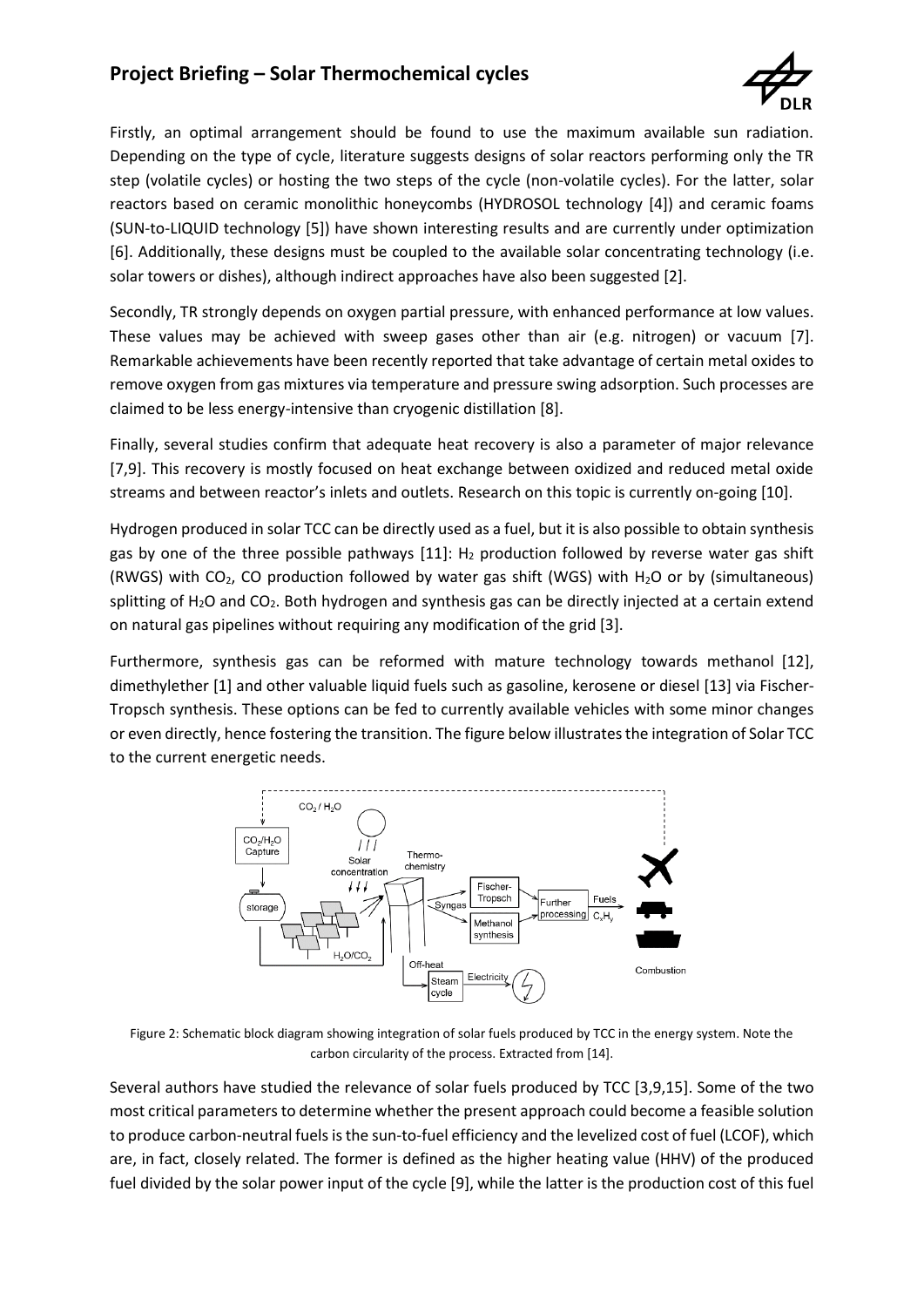Firstly, an optimal arrangement should be found to use the maximum available sun radiation. Depending on the type of cycle, literature suggests designs of solar reactors performing only the TR step (volatile cycles) or hosting the two steps of the cycle (non-volatile cycles). For the latter, solar reactors based on ceramic monolithic honeycombs (HYDROSOL technology [4]) and ceramic foams (SUN-to-LIQUID technology [5]) have shown interesting results and are currently under optimization [6]. Additionally, these designs must be coupled to the available solar concentrating technology (i.e. solar towers or dishes), although indirect approaches have also been suggested [2].

Secondly, TR strongly depends on oxygen partial pressure, with enhanced performance at low values. These values may be achieved with sweep gases other than air (e.g. nitrogen) or vacuum [7]. Remarkable achievements have been recently reported that take advantage of certain metal oxides to remove oxygen from gas mixtures via temperature and pressure swing adsorption. Such processes are claimed to be less energy-intensive than cryogenic distillation [8].

Finally, several studies confirm that adequate heat recovery is also a parameter of major relevance [7,9]. This recovery is mostly focused on heat exchange between oxidized and reduced metal oxide streams and between reactor's inlets and outlets. Research on this topic is currently on-going [10].

Hydrogen produced in solar TCC can be directly used as a fuel, but it is also possible to obtain synthesis gas by one of the three possible pathways [11]: $H_2$ production followed by reverse water gas shift (RWGS) with $CO_2$, CO production followed by water gas shift (WGS) with $H_2O$ or by (simultaneous) splitting of $H_2O$ and $CO_2$. Both hydrogen and synthesis gas can be directly injected at a certain extend on natural gas pipelines without requiring any modification of the grid [3].

Furthermore, synthesis gas can be reformed with mature technology towards methanol [12], dimethylether [1] and other valuable liquid fuels such as gasoline, kerosene or diesel [13] via Fischer-Tropsch synthesis. These options can be fed to currently available vehicles with some minor changes or even directly, hence fostering the transition. The figure below illustrates the integration of Solar TCC to the current energetic needs.

Figure 2: Schematic block diagram showing integration of solar fuels produced by TCC in the energy system. Note the carbon circularity of the process. Extracted from [14].

Several authors have studied the relevance of solar fuels produced by TCC [3,9,15]. Some of the two most critical parameters to determine whether the present approach could become a feasible solution to produce carbon-neutral fuels is the sun-to-fuel efficiency and the levelized cost of fuel (LCOF), which are, in fact, closely related. The former is defined as the higher heating value (HHV) of the produced fuel divided by the solar power input of the cycle [9], while the latter is the production cost of this fuel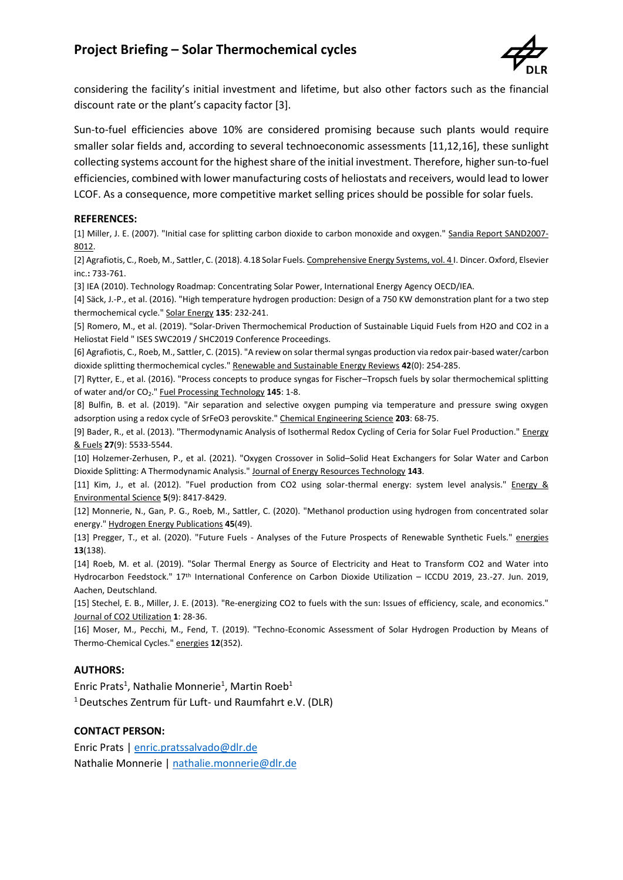considering the facility's initial investment and lifetime, but also other factors such as the financial discount rate or the plant's capacity factor [3].

Sun-to-fuel efficiencies above 10% are considered promising because such plants would require smaller solar fields and, according to several technoeconomic assessments [11,12,16], these sunlight collecting systems account for the highest share of the initial investment. Therefore, higher sun-to-fuel efficiencies, combined with lower manufacturing costs of heliostats and receivers, would lead to lower LCOF. As a consequence, more competitive market selling prices should be possible for solar fuels.

**REFERENCES:**

[1] Miller, J. E. (2007). "Initial case for splitting carbon dioxide to carbon monoxide and oxygen." Sandia Report SAND2007-8012.

[2] Agrafiotis, C., Roeb, M., Sattler, C. (2018). 4.18 Solar Fuels. Comprehensive Energy Systems, vol. 4 I. Dincer. Oxford, Elsevier inc.**:** 733-761.

[3] IEA (2010). Technology Roadmap: Concentrating Solar Power, International Energy Agency OECD/IEA.

[4] Säck, J.-P., et al. (2016). "High temperature hydrogen production: Design of a 750 KW demonstration plant for a two step thermochemical cycle." Solar Energy **135**: 232-241.

[5] Romero, M., et al. (2019). "Solar-Driven Thermochemical Production of Sustainable Liquid Fuels from H2O and CO2 in a Heliostat Field " ISES SWC2019 / SHC2019 Conference Proceedings.

[6] Agrafiotis, C., Roeb, M., Sattler, C. (2015). "A review on solar thermal syngas production via redox pair-based water/carbon dioxide splitting thermochemical cycles." Renewable and Sustainable Energy Reviews **42**(0): 254-285.

[7] Rytter, E., et al. (2016). "Process concepts to produce syngas for Fischer–Tropsch fuels by solar thermochemical splitting of water and/or $CO_2$." Fuel Processing Technology **145**: 1-8.

[8] Bulfin, B. et al. (2019). "Air separation and selective oxygen pumping via temperature and pressure swing oxygen adsorption using a redox cycle of SrFeO3 perovskite." Chemical Engineering Science **203**: 68-75.

[9] Bader, R., et al. (2013). "Thermodynamic Analysis of Isothermal Redox Cycling of Ceria for Solar Fuel Production." Energy & Fuels **27**(9): 5533-5544.

[10] Holzemer-Zerhusen, P., et al. (2021). "Oxygen Crossover in Solid–Solid Heat Exchangers for Solar Water and Carbon Dioxide Splitting: A Thermodynamic Analysis." Journal of Energy Resources Technology **143**.

[11] Kim, J., et al. (2012). "Fuel production from CO2 using solar-thermal energy: system level analysis." Energy & Environmental Science **5**(9): 8417-8429.

[12] Monnerie, N., Gan, P. G., Roeb, M., Sattler, C. (2020). "Methanol production using hydrogen from concentrated solar energy." Hydrogen Energy Publications **45**(49).

[13] Pregger, T., et al. (2020). "Future Fuels - Analyses of the Future Prospects of Renewable Synthetic Fuels." energies **13**(138).

[14] Roeb, M. et al. (2019). "Solar Thermal Energy as Source of Electricity and Heat to Transform CO2 and Water into Hydrocarbon Feedstock." 17th International Conference on Carbon Dioxide Utilization – ICCDU 2019, 23.-27. Jun. 2019, Aachen, Deutschland.

[15] Stechel, E. B., Miller, J. E. (2013). "Re-energizing CO2 to fuels with the sun: Issues of efficiency, scale, and economics." Journal of CO2 Utilization **1**: 28-36.

[16] Moser, M., Pecchi, M., Fend, T. (2019). "Techno-Economic Assessment of Solar Hydrogen Production by Means of Thermo-Chemical Cycles." energies **12**(352).

**AUTHORS:**

Enric Prats[1], Nathalie Monnerie[1], Martin Roeb[1]

[1] Deutsches Zentrum für Luft- und Raumfahrt e.V. (DLR)

**CONTACT PERSON:**

Enric Prats | enric.pratssalvado@dlr.de

Nathalie Monnerie | nathalie.monnerie@dlr.de